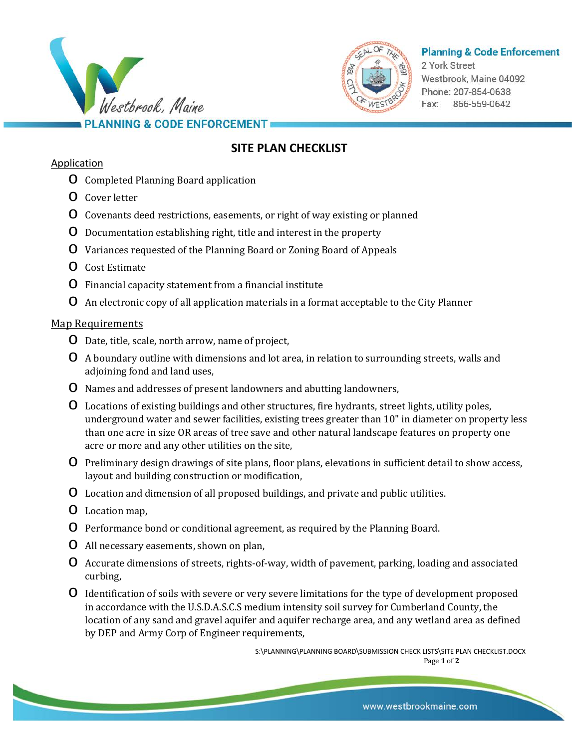Westbrook, Maine

PLANNING & CODE ENFORCEMENT

**Planning & Code Enforcement**
2 York Street
Westbrook, Maine 04092
Phone: 207-854-0638
Fax: 866-559-0642

# SITE PLAN CHECKLIST

## Application

- O Completed Planning Board application
- O Cover letter
- O Covenants deed restrictions, easements, or right of way existing or planned
- O Documentation establishing right, title and interest in the property
- O Variances requested of the Planning Board or Zoning Board of Appeals
- O Cost Estimate
- O Financial capacity statement from a financial institute
- O An electronic copy of all application materials in a format acceptable to the City Planner

## Map Requirements

- O Date, title, scale, north arrow, name of project,
- O A boundary outline with dimensions and lot area, in relation to surrounding streets, walls and adjoining fond and land uses,
- O Names and addresses of present landowners and abutting landowners,
- O Locations of existing buildings and other structures, fire hydrants, street lights, utility poles, underground water and sewer facilities, existing trees greater than 10" in diameter on property less than one acre in size OR areas of tree save and other natural landscape features on property one acre or more and any other utilities on the site,
- O Preliminary design drawings of site plans, floor plans, elevations in sufficient detail to show access, layout and building construction or modification,
- O Location and dimension of all proposed buildings, and private and public utilities.
- O Location map,
- O Performance bond or conditional agreement, as required by the Planning Board.
- O All necessary easements, shown on plan,
- O Accurate dimensions of streets, rights-of-way, width of pavement, parking, loading and associated curbing,
- O Identification of soils with severe or very severe limitations for the type of development proposed in accordance with the U.S.D.A.S.C.S medium intensity soil survey for Cumberland County, the location of any sand and gravel aquifer and aquifer recharge area, and any wetland area as defined by DEP and Army Corp of Engineer requirements,

S:\PLANNING\PLANNING BOARD\SUBMISSION CHECK LISTS\SITE PLAN CHECKLIST.DOCX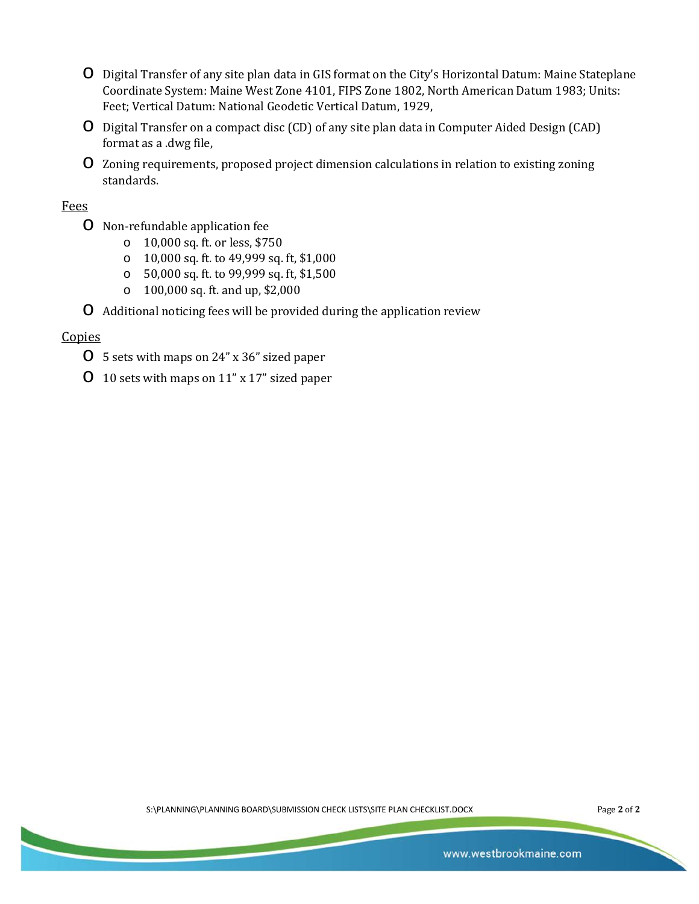- Digital Transfer of any site plan data in GIS format on the City's Horizontal Datum: Maine Stateplane Coordinate System: Maine West Zone 4101, FIPS Zone 1802, North American Datum 1983; Units: Feet; Vertical Datum: National Geodetic Vertical Datum, 1929,
- Digital Transfer on a compact disc (CD) of any site plan data in Computer Aided Design (CAD) format as a .dwg file,
- Zoning requirements, proposed project dimension calculations in relation to existing zoning standards.

Fees

- Non-refundable application fee
  - 10,000 sq. ft. or less, $750
  - 10,000 sq. ft. to 49,999 sq. ft, $1,000
  - 50,000 sq. ft. to 99,999 sq. ft, $1,500
  - 100,000 sq. ft. and up, $2,000
- Additional noticing fees will be provided during the application review

Copies

- 5 sets with maps on 24" x 36" sized paper
- 10 sets with maps on 11" x 17" sized paper